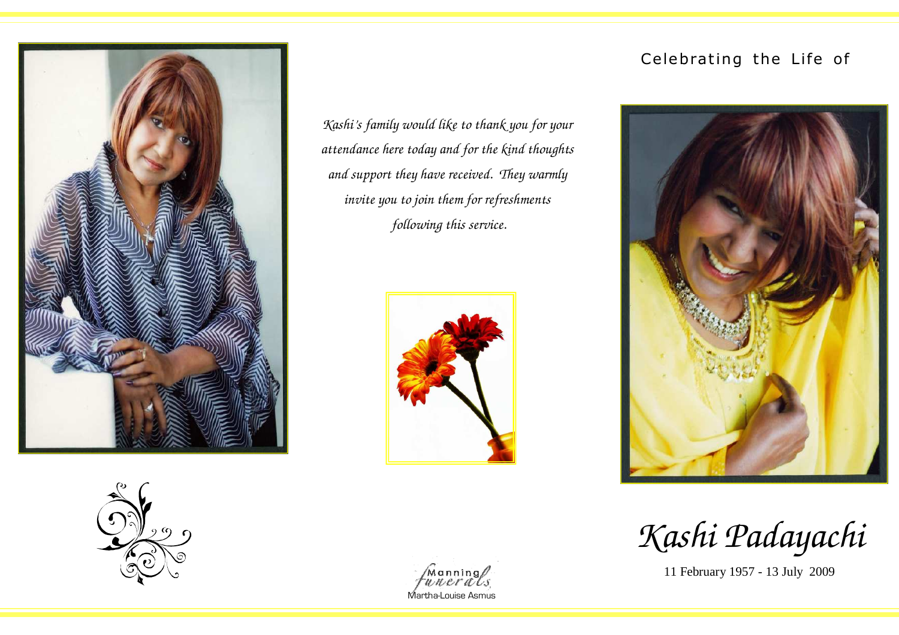*Kashi's family would like to thank you for your attendance here today and for the kind thoughts and support they have received. They warmly invite you to join them for refreshments following this service.*

Manning Funerals
Martha-Louise Asmus

Celebrating the Life of

# *Kashi Padayachi*

11 February 1957 - 13 July 2009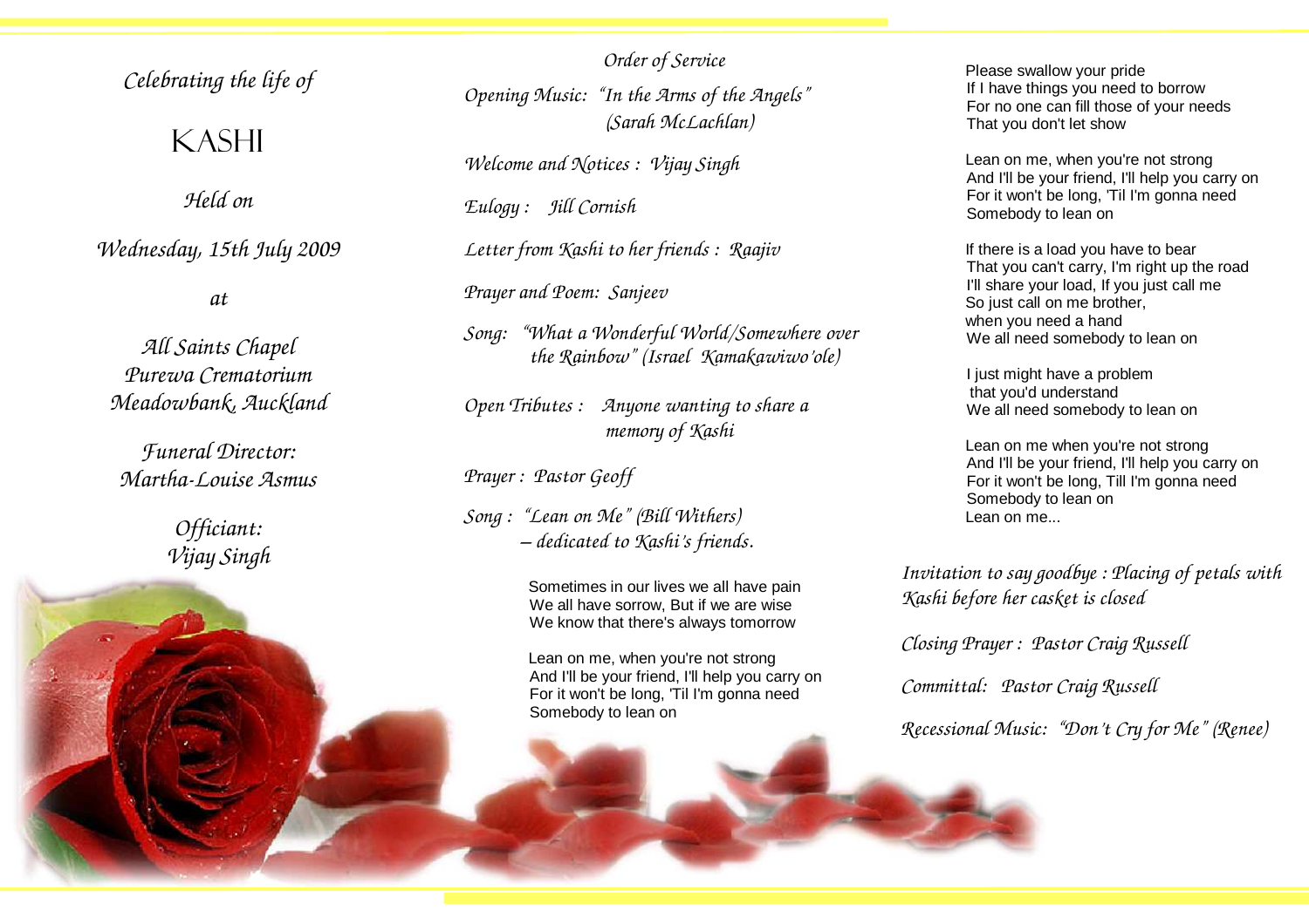*Celebrating the life of*

# KASHI

*Held on*

*Wednesday, 15th July 2009*

*at*

*All Saints Chapel*
*Purewa Crematorium*
*Meadowbank, Auckland*

*Funeral Director:*
*Martha-Louise Asmus*

*Officiant:*
*Vijay Singh*

## *Order of Service*

*Opening Music: "In the Arms of the Angels" (Sarah McLachlan)*

*Welcome and Notices : Vijay Singh*

*Eulogy : Jill Cornish*

*Letter from Kashi to her friends : Raajiv*

*Prayer and Poem: Sanjeev*

*Song: "What a Wonderful World/Somewhere over the Rainbow" (Israel Kamakawiwo'ole)*

*Open Tributes : Anyone wanting to share a memory of Kashi*

*Prayer : Pastor Geoff*

*Song : "Lean on Me" (Bill Withers) – dedicated to Kashi's friends.*

Sometimes in our lives we all have pain
We all have sorrow, But if we are wise
We know that there's always tomorrow

Lean on me, when you're not strong
And I'll be your friend, I'll help you carry on
For it won't be long, 'Til I'm gonna need
Somebody to lean on

Please swallow your pride
If I have things you need to borrow
For no one can fill those of your needs
That you don't let show

Lean on me, when you're not strong
And I'll be your friend, I'll help you carry on
For it won't be long, 'Til I'm gonna need
Somebody to lean on

If there is a load you have to bear
That you can't carry, I'm right up the road
I'll share your load, If you just call me
So just call on me brother,
when you need a hand
We all need somebody to lean on

I just might have a problem
that you'd understand
We all need somebody to lean on

Lean on me when you're not strong
And I'll be your friend, I'll help you carry on
For it won't be long, Till I'm gonna need
Somebody to lean on
Lean on me...

*Invitation to say goodbye : Placing of petals with Kashi before her casket is closed*

*Closing Prayer : Pastor Craig Russell*

*Committal: Pastor Craig Russell*

*Recessional Music: "Don't Cry for Me" (Renee)*